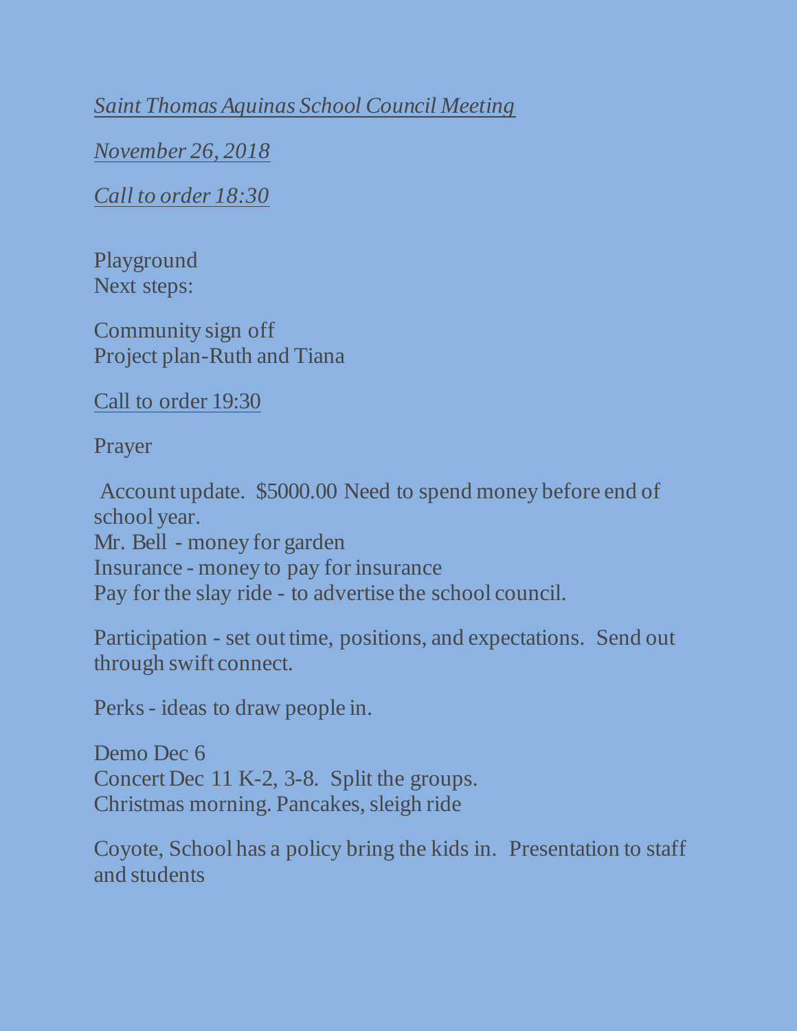*<u>Saint Thomas Aquinas School Council Meeting</u>*

*<u>November 26, 2018</u>*

*<u>Call to order 18:30</u>*

Playground
Next steps:

Community sign off
Project plan-Ruth and Tiana

<u>Call to order 19:30</u>

Prayer

Account update. $5000.00 Need to spend money before end of school year.
Mr. Bell - money for garden
Insurance - money to pay for insurance
Pay for the slay ride - to advertise the school council.

Participation - set out time, positions, and expectations. Send out through swift connect.

Perks - ideas to draw people in.

Demo Dec 6
Concert Dec 11 K-2, 3-8. Split the groups.
Christmas morning. Pancakes, sleigh ride

Coyote, School has a policy bring the kids in. Presentation to staff and students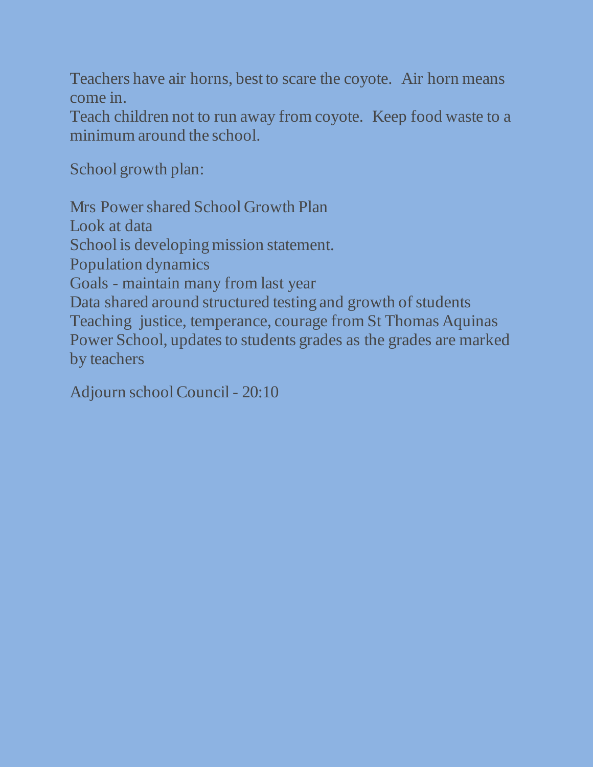Teachers have air horns, best to scare the coyote. Air horn means come in.
Teach children not to run away from coyote. Keep food waste to a minimum around the school.

School growth plan:

Mrs Power shared School Growth Plan
Look at data
School is developing mission statement.
Population dynamics
Goals - maintain many from last year
Data shared around structured testing and growth of students
Teaching justice, temperance, courage from St Thomas Aquinas
Power School, updates to students grades as the grades are marked by teachers

Adjourn school Council - 20:10